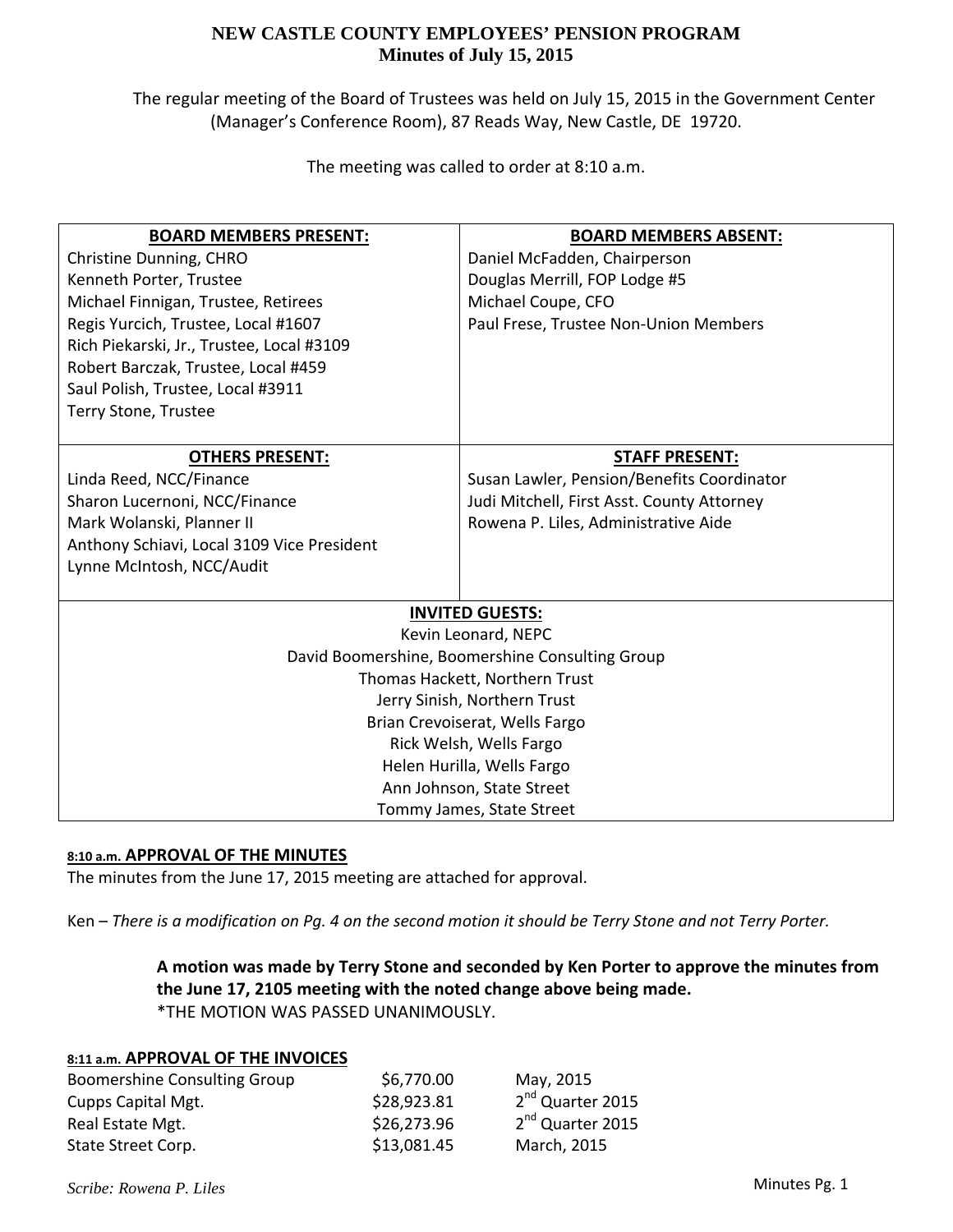**NEW CASTLE COUNTY EMPLOYEES' PENSION PROGRAM**
**Minutes of July 15, 2015**

The regular meeting of the Board of Trustees was held on July 15, 2015 in the Government Center (Manager's Conference Room), 87 Reads Way, New Castle, DE 19720.

The meeting was called to order at 8:10 a.m.

| **BOARD MEMBERS PRESENT:** | **BOARD MEMBERS ABSENT:** |
|---|---|
| Christine Dunning, CHRO<br>Kenneth Porter, Trustee<br>Michael Finnigan, Trustee, Retirees<br>Regis Yurcich, Trustee, Local #1607<br>Rich Piekarski, Jr., Trustee, Local #3109<br>Robert Barczak, Trustee, Local #459<br>Saul Polish, Trustee, Local #3911<br>Terry Stone, Trustee | Daniel McFadden, Chairperson<br>Douglas Merrill, FOP Lodge #5<br>Michael Coupe, CFO<br>Paul Frese, Trustee Non-Union Members |
| **OTHERS PRESENT:** | **STAFF PRESENT:** |
| Linda Reed, NCC/Finance<br>Sharon Lucernoni, NCC/Finance<br>Mark Wolanski, Planner II<br>Anthony Schiavi, Local 3109 Vice President<br>Lynne McIntosh, NCC/Audit | Susan Lawler, Pension/Benefits Coordinator<br>Judi Mitchell, First Asst. County Attorney<br>Rowena P. Liles, Administrative Aide |

| **INVITED GUESTS:** |
|---|
| Kevin Leonard, NEPC<br>David Boomershine, Boomershine Consulting Group<br>Thomas Hackett, Northern Trust<br>Jerry Sinish, Northern Trust<br>Brian Crevoiserat, Wells Fargo<br>Rick Welsh, Wells Fargo<br>Helen Hurilla, Wells Fargo<br>Ann Johnson, State Street<br>Tommy James, State Street |

### 8:10 a.m. APPROVAL OF THE MINUTES

The minutes from the June 17, 2015 meeting are attached for approval.

Ken – *There is a modification on Pg. 4 on the second motion it should be Terry Stone and not Terry Porter.*

> **A motion was made by Terry Stone and seconded by Ken Porter to approve the minutes from the June 17, 2105 meeting with the noted change above being made.**
> *THE MOTION WAS PASSED UNANIMOUSLY.

### 8:11 a.m. APPROVAL OF THE INVOICES

| | | |
|---|---|---|
| Boomershine Consulting Group | $6,770.00 | May, 2015 |
| Cupps Capital Mgt. | $28,923.81 | 2nd Quarter 2015 |
| Real Estate Mgt. | $26,273.96 | 2nd Quarter 2015 |
| State Street Corp. | $13,081.45 | March, 2015 |

*Scribe: Rowena P. Liles*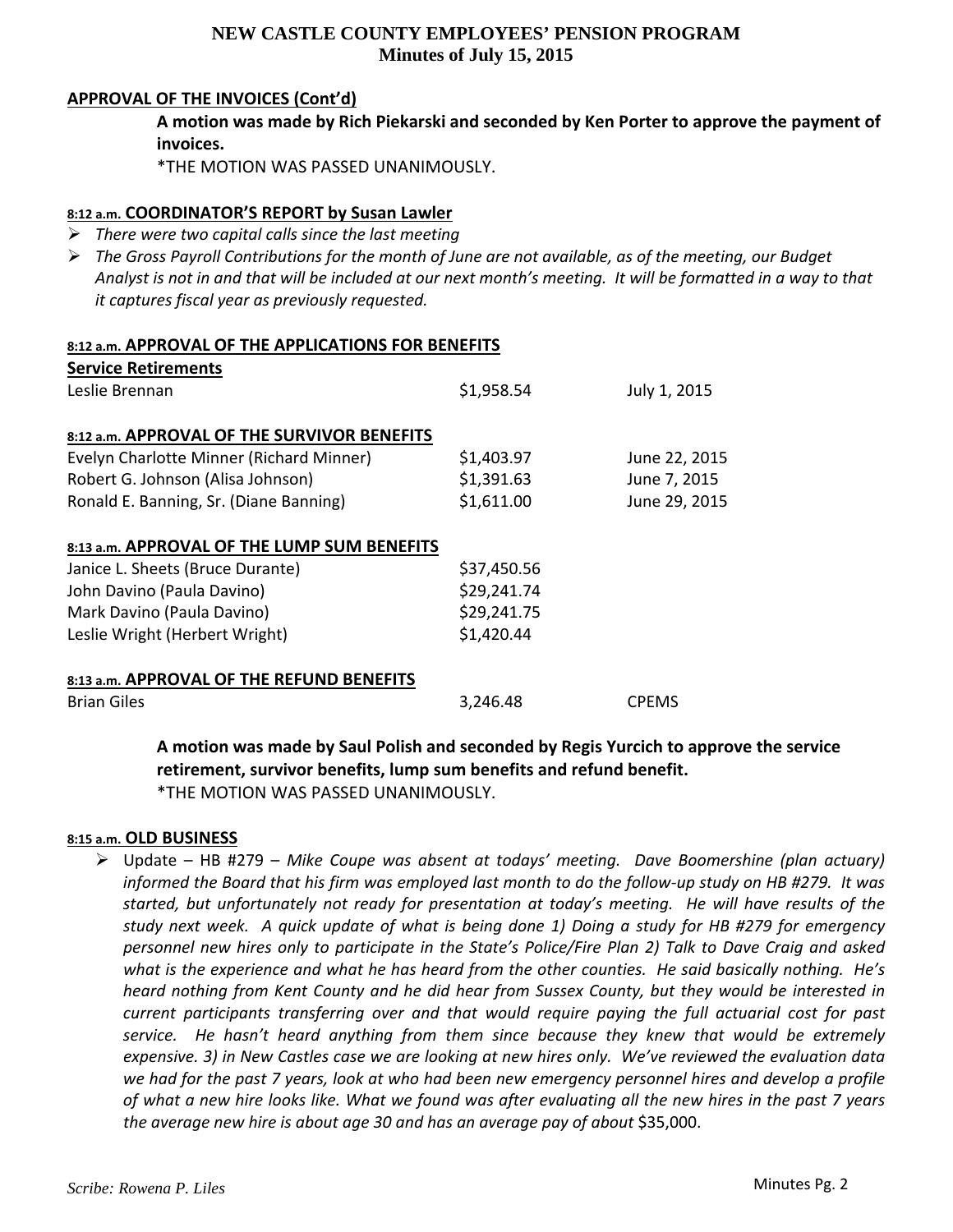**APPROVAL OF THE INVOICES (Cont'd)**

**A motion was made by Rich Piekarski and seconded by Ken Porter to approve the payment of invoices.**
*THE MOTION WAS PASSED UNANIMOUSLY.

**8:12 a.m. COORDINATOR'S REPORT by Susan Lawler**

- *There were two capital calls since the last meeting*
- *The Gross Payroll Contributions for the month of June are not available, as of the meeting, our Budget Analyst is not in and that will be included at our next month's meeting. It will be formatted in a way to that it captures fiscal year as previously requested.*

**8:12 a.m. APPROVAL OF THE APPLICATIONS FOR BENEFITS**

**Service Retirements**

| | | |
|---|---|---|
| Leslie Brennan | $1,958.54 | July 1, 2015 |

**8:12 a.m. APPROVAL OF THE SURVIVOR BENEFITS**

| | | |
|---|---|---|
| Evelyn Charlotte Minner (Richard Minner) | $1,403.97 | June 22, 2015 |
| Robert G. Johnson (Alisa Johnson) | $1,391.63 | June 7, 2015 |
| Ronald E. Banning, Sr. (Diane Banning) | $1,611.00 | June 29, 2015 |

**8:13 a.m. APPROVAL OF THE LUMP SUM BENEFITS**

| | |
|---|---|
| Janice L. Sheets (Bruce Durante) | $37,450.56 |
| John Davino (Paula Davino) | $29,241.74 |
| Mark Davino (Paula Davino) | $29,241.75 |
| Leslie Wright (Herbert Wright) | $1,420.44 |

**8:13 a.m. APPROVAL OF THE REFUND BENEFITS**

| | | |
|---|---|---|
| Brian Giles | 3,246.48 | CPEMS |

**A motion was made by Saul Polish and seconded by Regis Yurcich to approve the service retirement, survivor benefits, lump sum benefits and refund benefit.**
*THE MOTION WAS PASSED UNANIMOUSLY.

**8:15 a.m. OLD BUSINESS**

- Update – HB #279 – *Mike Coupe was absent at todays' meeting. Dave Boomershine (plan actuary) informed the Board that his firm was employed last month to do the follow-up study on HB #279. It was started, but unfortunately not ready for presentation at today's meeting. He will have results of the study next week. A quick update of what is being done 1) Doing a study for HB #279 for emergency personnel new hires only to participate in the State's Police/Fire Plan 2) Talk to Dave Craig and asked what is the experience and what he has heard from the other counties. He said basically nothing. He's heard nothing from Kent County and he did hear from Sussex County, but they would be interested in current participants transferring over and that would require paying the full actuarial cost for past service. He hasn't heard anything from them since because they knew that would be extremely expensive. 3) in New Castles case we are looking at new hires only. We've reviewed the evaluation data we had for the past 7 years, look at who had been new emergency personnel hires and develop a profile of what a new hire looks like. What we found was after evaluating all the new hires in the past 7 years the average new hire is about age 30 and has an average pay of about* $35,000.

*Scribe: Rowena P. Liles*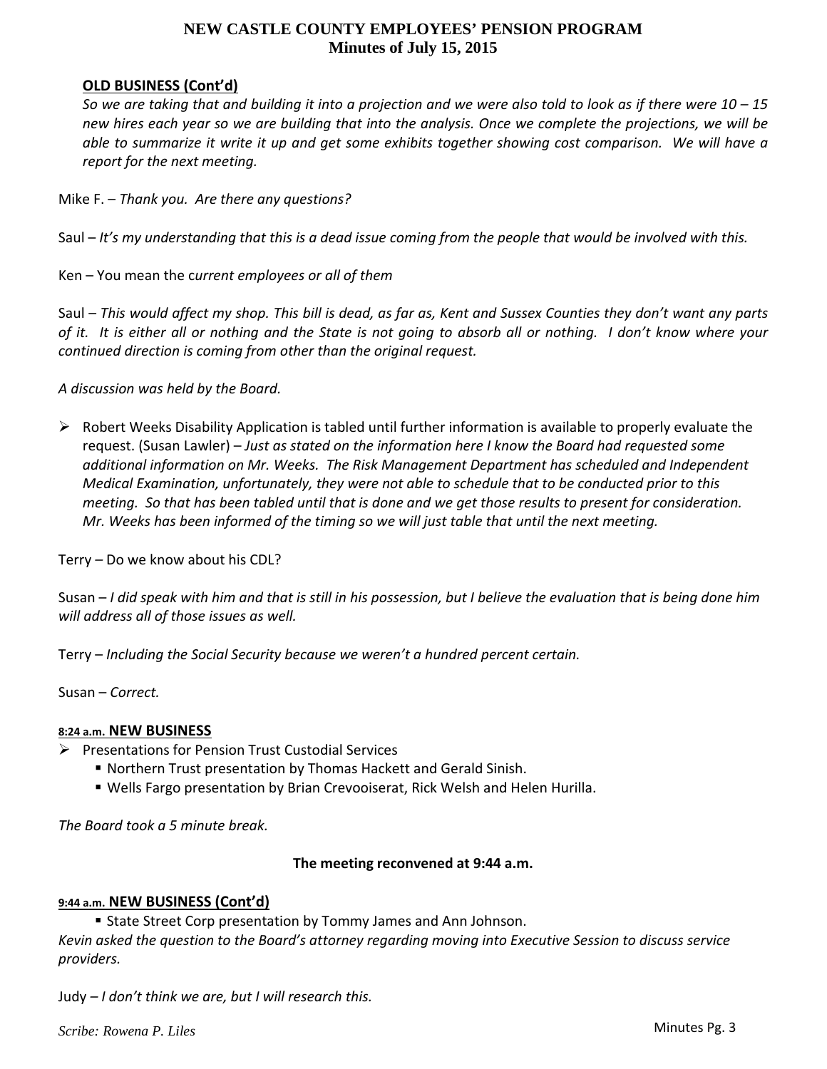**OLD BUSINESS (Cont'd)**

*So we are taking that and building it into a projection and we were also told to look as if there were 10 – 15 new hires each year so we are building that into the analysis. Once we complete the projections, we will be able to summarize it write it up and get some exhibits together showing cost comparison. We will have a report for the next meeting.*

Mike F. – *Thank you. Are there any questions?*

Saul – *It's my understanding that this is a dead issue coming from the people that would be involved with this.*

Ken – You mean the c*urrent employees or all of them*

Saul – *This would affect my shop. This bill is dead, as far as, Kent and Sussex Counties they don't want any parts of it. It is either all or nothing and the State is not going to absorb all or nothing. I don't know where your continued direction is coming from other than the original request.*

*A discussion was held by the Board.*

- Robert Weeks Disability Application is tabled until further information is available to properly evaluate the request. (Susan Lawler) – *Just as stated on the information here I know the Board had requested some additional information on Mr. Weeks. The Risk Management Department has scheduled and Independent Medical Examination, unfortunately, they were not able to schedule that to be conducted prior to this meeting. So that has been tabled until that is done and we get those results to present for consideration. Mr. Weeks has been informed of the timing so we will just table that until the next meeting.*

Terry – Do we know about his CDL?

Susan – *I did speak with him and that is still in his possession, but I believe the evaluation that is being done him will address all of those issues as well.*

Terry – *Including the Social Security because we weren't a hundred percent certain.*

Susan – *Correct.*

**8:24 a.m. NEW BUSINESS**

- Presentations for Pension Trust Custodial Services
  - Northern Trust presentation by Thomas Hackett and Gerald Sinish.
  - Wells Fargo presentation by Brian Crevooiserat, Rick Welsh and Helen Hurilla.

*The Board took a 5 minute break.*

**The meeting reconvened at 9:44 a.m.**

**9:44 a.m. NEW BUSINESS (Cont'd)**

- State Street Corp presentation by Tommy James and Ann Johnson.

*Kevin asked the question to the Board's attorney regarding moving into Executive Session to discuss service providers.*

Judy – *I don't think we are, but I will research this.*

*Scribe: Rowena P. Liles*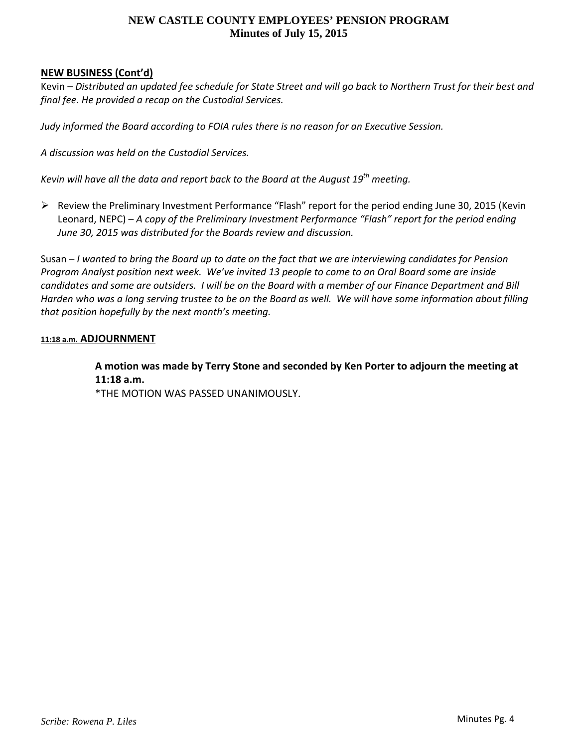**NEW BUSINESS (Cont'd)**

Kevin – *Distributed an updated fee schedule for State Street and will go back to Northern Trust for their best and final fee. He provided a recap on the Custodial Services.*

*Judy informed the Board according to FOIA rules there is no reason for an Executive Session.*

*A discussion was held on the Custodial Services.*

*Kevin will have all the data and report back to the Board at the August 19th meeting.*

- Review the Preliminary Investment Performance "Flash" report for the period ending June 30, 2015 (Kevin Leonard, NEPC) – *A copy of the Preliminary Investment Performance "Flash" report for the period ending June 30, 2015 was distributed for the Boards review and discussion.*

Susan – *I wanted to bring the Board up to date on the fact that we are interviewing candidates for Pension Program Analyst position next week. We've invited 13 people to come to an Oral Board some are inside candidates and some are outsiders. I will be on the Board with a member of our Finance Department and Bill Harden who was a long serving trustee to be on the Board as well. We will have some information about filling that position hopefully by the next month's meeting.*

**11:18 a.m. ADJOURNMENT**

> **A motion was made by Terry Stone and seconded by Ken Porter to adjourn the meeting at 11:18 a.m.**
> *THE MOTION WAS PASSED UNANIMOUSLY.

*Scribe: Rowena P. Liles*